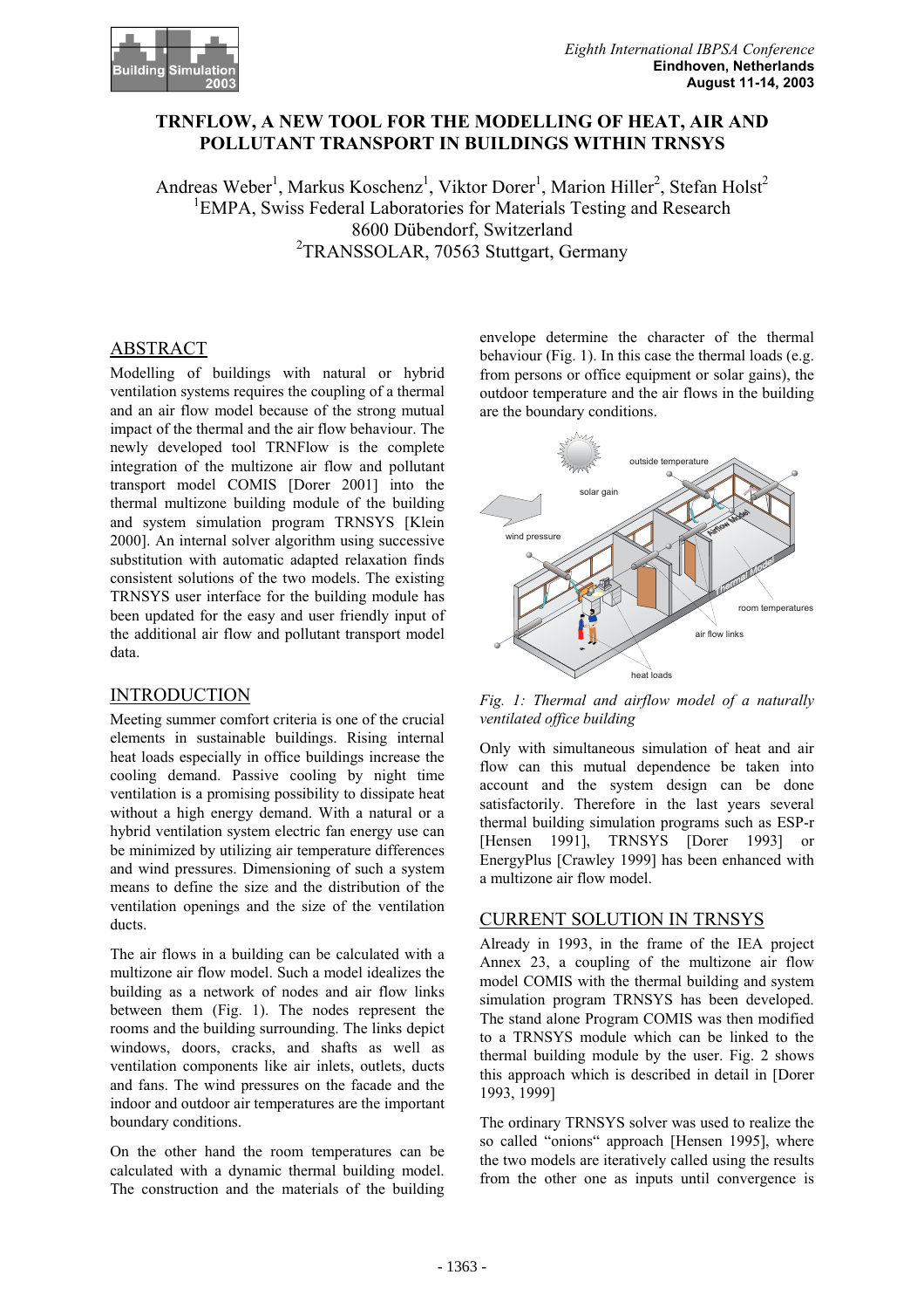# TRNFLOW, A NEW TOOL FOR THE MODELLING OF HEAT, AIR AND POLLUTANT TRANSPORT IN BUILDINGS WITHIN TRNSYS

Andreas Weber[1], Markus Koschenz[1], Viktor Dorer[1], Marion Hiller[2], Stefan Holst[2]
[1]EMPA, Swiss Federal Laboratories for Materials Testing and Research
8600 Dübendorf, Switzerland
[2]TRANSSOLAR, 70563 Stuttgart, Germany

## ABSTRACT

Modelling of buildings with natural or hybrid ventilation systems requires the coupling of a thermal and an air flow model because of the strong mutual impact of the thermal and the air flow behaviour. The newly developed tool TRNFlow is the complete integration of the multizone air flow and pollutant transport model COMIS [Dorer 2001] into the thermal multizone building module of the building and system simulation program TRNSYS [Klein 2000]. An internal solver algorithm using successive substitution with automatic adapted relaxation finds consistent solutions of the two models. The existing TRNSYS user interface for the building module has been updated for the easy and user friendly input of the additional air flow and pollutant transport model data.

## INTRODUCTION

Meeting summer comfort criteria is one of the crucial elements in sustainable buildings. Rising internal heat loads especially in office buildings increase the cooling demand. Passive cooling by night time ventilation is a promising possibility to dissipate heat without a high energy demand. With a natural or a hybrid ventilation system electric fan energy use can be minimized by utilizing air temperature differences and wind pressures. Dimensioning of such a system means to define the size and the distribution of the ventilation openings and the size of the ventilation ducts.

The air flows in a building can be calculated with a multizone air flow model. Such a model idealizes the building as a network of nodes and air flow links between them (Fig. 1). The nodes represent the rooms and the building surrounding. The links depict windows, doors, cracks, and shafts as well as ventilation components like air inlets, outlets, ducts and fans. The wind pressures on the facade and the indoor and outdoor air temperatures are the important boundary conditions.

On the other hand the room temperatures can be calculated with a dynamic thermal building model. The construction and the materials of the building envelope determine the character of the thermal behaviour (Fig. 1). In this case the thermal loads (e.g. from persons or office equipment or solar gains), the outdoor temperature and the air flows in the building are the boundary conditions.

*Fig. 1: Thermal and airflow model of a naturally ventilated office building*

Only with simultaneous simulation of heat and air flow can this mutual dependence be taken into account and the system design can be done satisfactorily. Therefore in the last years several thermal building simulation programs such as ESP-r [Hensen 1991], TRNSYS [Dorer 1993] or EnergyPlus [Crawley 1999] has been enhanced with a multizone air flow model.

## CURRENT SOLUTION IN TRNSYS

Already in 1993, in the frame of the IEA project Annex 23, a coupling of the multizone air flow model COMIS with the thermal building and system simulation program TRNSYS has been developed. The stand alone Program COMIS was then modified to a TRNSYS module which can be linked to the thermal building module by the user. Fig. 2 shows this approach which is described in detail in [Dorer 1993, 1999]

The ordinary TRNSYS solver was used to realize the so called "onions" approach [Hensen 1995], where the two models are iteratively called using the results from the other one as inputs until convergence is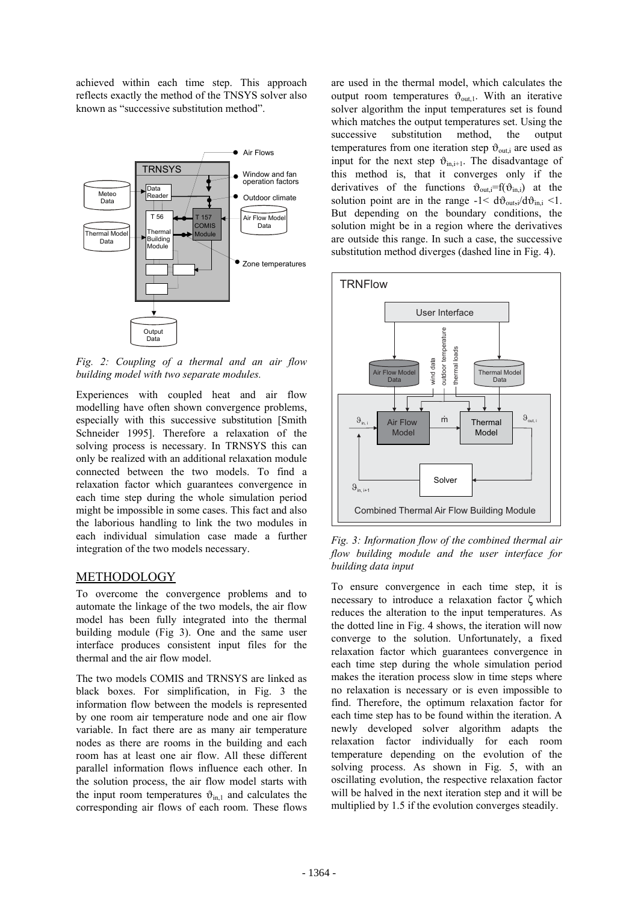achieved within each time step. This approach reflects exactly the method of the TNSYS solver also known as "successive substitution method".

*Fig. 2: Coupling of a thermal and an air flow building model with two separate modules.*

Experiences with coupled heat and air flow modelling have often shown convergence problems, especially with this successive substitution [Smith Schneider 1995]. Therefore a relaxation of the solving process is necessary. In TRNSYS this can only be realized with an additional relaxation module connected between the two models. To find a relaxation factor which guarantees convergence in each time step during the whole simulation period might be impossible in some cases. This fact and also the laborious handling to link the two modules in each individual simulation case made a further integration of the two models necessary.

## METHODOLOGY

To overcome the convergence problems and to automate the linkage of the two models, the air flow model has been fully integrated into the thermal building module (Fig 3). One and the same user interface produces consistent input files for the thermal and the air flow model.

The two models COMIS and TRNSYS are linked as black boxes. For simplification, in Fig. 3 the information flow between the models is represented by one room air temperature node and one air flow variable. In fact there are as many air temperature nodes as there are rooms in the building and each room has at least one air flow. All these different parallel information flows influence each other. In the solution process, the air flow model starts with the input room temperatures $\vartheta_{in,1}$ and calculates the corresponding air flows of each room. These flows are used in the thermal model, which calculates the output room temperatures $\vartheta_{out,1}$. With an iterative solver algorithm the input temperatures set is found which matches the output temperatures set. Using the successive substitution method, the output temperatures from one iteration step $\vartheta_{out,i}$ are used as input for the next step $\vartheta_{in,i+1}$. The disadvantage of this method is, that it converges only if the derivatives of the functions $\vartheta_{out,i}=f(\vartheta_{in,i})$ at the solution point are in the range $-1< d\vartheta_{out,i}/d\vartheta_{in,i} <1$. But depending on the boundary conditions, the solution might be in a region where the derivatives are outside this range. In such a case, the successive substitution method diverges (dashed line in Fig. 4).

*Fig. 3: Information flow of the combined thermal air flow building module and the user interface for building data input*

To ensure convergence in each time step, it is necessary to introduce a relaxation factor $\zeta$ which reduces the alteration to the input temperatures. As the dotted line in Fig. 4 shows, the iteration will now converge to the solution. Unfortunately, a fixed relaxation factor which guarantees convergence in each time step during the whole simulation period makes the iteration process slow in time steps where no relaxation is necessary or is even impossible to find. Therefore, the optimum relaxation factor for each time step has to be found within the iteration. A newly developed solver algorithm adapts the relaxation factor individually for each room temperature depending on the evolution of the solving process. As shown in Fig. 5, with an oscillating evolution, the respective relaxation factor will be halved in the next iteration step and it will be multiplied by 1.5 if the evolution converges steadily.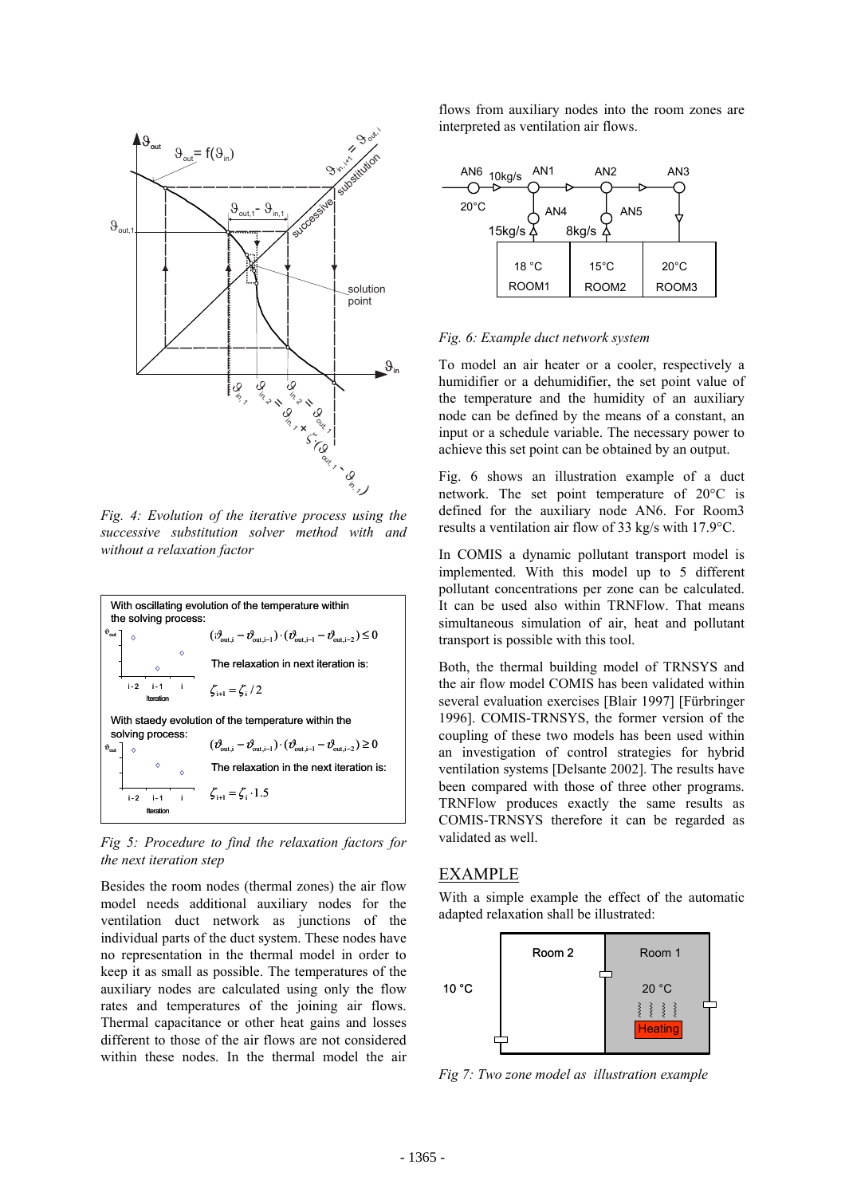Fig. 4: Evolution of the iterative process using the successive substitution solver method with and without a relaxation factor

With oscillating evolution of the temperature within the solving process:

$$(\vartheta_{out,i} - \vartheta_{out,i-1}) \cdot (\vartheta_{out,i-1} - \vartheta_{out,i-2}) \leq 0$$

The relaxation in next iteration is:

$$\zeta_{i+1} = \zeta_i / 2$$

With staedy evolution of the temperature within the solving process:

$$(\vartheta_{out,i} - \vartheta_{out,i-1}) \cdot (\vartheta_{out,i-1} - \vartheta_{out,i-2}) \geq 0$$

The relaxation in the next iteration is:

$$\zeta_{i+1} = \zeta_i \cdot 1.5$$

*Fig 5: Procedure to find the relaxation factors for the next iteration step*

Besides the room nodes (thermal zones) the air flow model needs additional auxiliary nodes for the ventilation duct network as junctions of the individual parts of the duct system. These nodes have no representation in the thermal model in order to keep it as small as possible. The temperatures of the auxiliary nodes are calculated using only the flow rates and temperatures of the joining air flows. Thermal capacitance or other heat gains and losses different to those of the air flows are not considered within these nodes. In the thermal model the air flows from auxiliary nodes into the room zones are interpreted as ventilation air flows.

*Fig. 6: Example duct network system*

To model an air heater or a cooler, respectively a humidifier or a dehumidifier, the set point value of the temperature and the humidity of an auxiliary node can be defined by the means of a constant, an input or a schedule variable. The necessary power to achieve this set point can be obtained by an output.

Fig. 6 shows an illustration example of a duct network. The set point temperature of 20°C is defined for the auxiliary node AN6. For Room3 results a ventilation air flow of 33 kg/s with 17.9°C.

In COMIS a dynamic pollutant transport model is implemented. With this model up to 5 different pollutant concentrations per zone can be calculated. It can be used also within TRNFlow. That means simultaneous simulation of air, heat and pollutant transport is possible with this tool.

Both, the thermal building model of TRNSYS and the air flow model COMIS has been validated within several evaluation exercises [Blair 1997] [Fürbringer 1996]. COMIS-TRNSYS, the former version of the coupling of these two models has been used within an investigation of control strategies for hybrid ventilation systems [Delsante 2002]. The results have been compared with those of three other programs. TRNFlow produces exactly the same results as COMIS-TRNSYS therefore it can be regarded as validated as well.

## EXAMPLE

With a simple example the effect of the automatic adapted relaxation shall be illustrated:

*Fig 7: Two zone model as illustration example*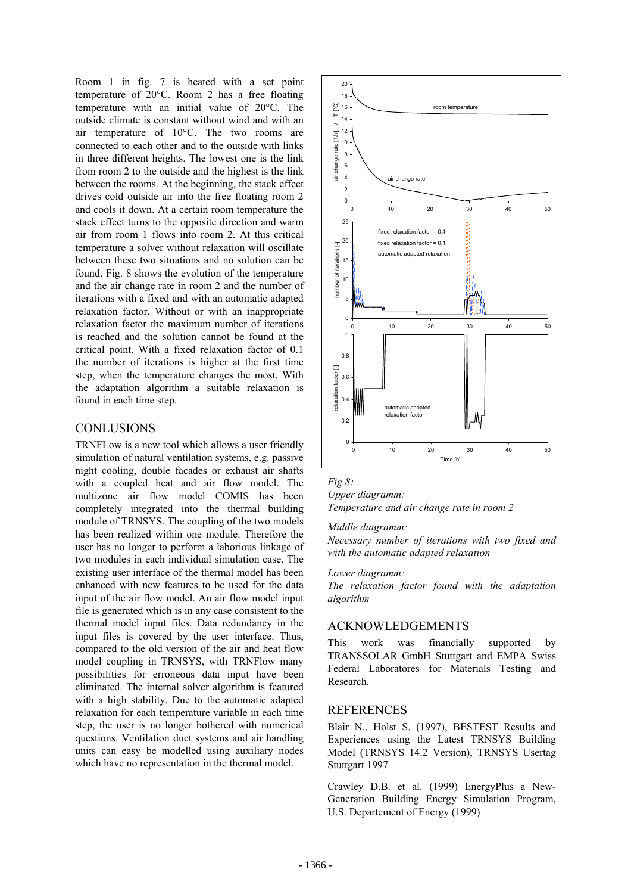Room 1 in fig. 7 is heated with a set point temperature of 20°C. Room 2 has a free floating temperature with an initial value of 20°C. The outside climate is constant without wind and with an air temperature of 10°C. The two rooms are connected to each other and to the outside with links in three different heights. The lowest one is the link from room 2 to the outside and the highest is the link between the rooms. At the beginning, the stack effect drives cold outside air into the free floating room 2 and cools it down. At a certain room temperature the stack effect turns to the opposite direction and warm air from room 1 flows into room 2. At this critical temperature a solver without relaxation will oscillate between these two situations and no solution can be found. Fig. 8 shows the evolution of the temperature and the air change rate in room 2 and the number of iterations with a fixed and with an automatic adapted relaxation factor. Without or with an inappropriate relaxation factor the maximum number of iterations is reached and the solution cannot be found at the critical point. With a fixed relaxation factor of 0.1 the number of iterations is higher at the first time step, when the temperature changes the most. With the adaptation algorithm a suitable relaxation is found in each time step.

## CONLUSIONS

TRNFLow is a new tool which allows a user friendly simulation of natural ventilation systems, e.g. passive night cooling, double facades or exhaust air shafts with a coupled heat and air flow model. The multizone air flow model COMIS has been completely integrated into the thermal building module of TRNSYS. The coupling of the two models has been realized within one module. Therefore the user has no longer to perform a laborious linkage of two modules in each individual simulation case. The existing user interface of the thermal model has been enhanced with new features to be used for the data input of the air flow model. An air flow model input file is generated which is in any case consistent to the thermal model input files. Data redundancy in the input files is covered by the user interface. Thus, compared to the old version of the air and heat flow model coupling in TRNSYS, with TRNFlow many possibilities for erroneous data input have been eliminated. The internal solver algorithm is featured with a high stability. Due to the automatic adapted relaxation for each temperature variable in each time step, the user is no longer bothered with numerical questions. Ventilation duct systems and air handling units can easy be modelled using auxiliary nodes which have no representation in the thermal model.

*Fig 8:*
*Upper diagramm:*
*Temperature and air change rate in room 2*

*Middle diagramm:*
*Necessary number of iterations with two fixed and with the automatic adapted relaxation*

*Lower diagramm:*
*The relaxation factor found with the adaptation algorithm*

## ACKNOWLEDGEMENTS

This work was financially supported by TRANSSOLAR GmbH Stuttgart and EMPA Swiss Federal Laboratores for Materials Testing and Research.

## REFERENCES

Blair N., Holst S. (1997), BESTEST Results and Experiences using the Latest TRNSYS Building Model (TRNSYS 14.2 Version), TRNSYS Usertag Stuttgart 1997

Crawley D.B. et al. (1999) EnergyPlus a New-Generation Building Energy Simulation Program, U.S. Departement of Energy (1999)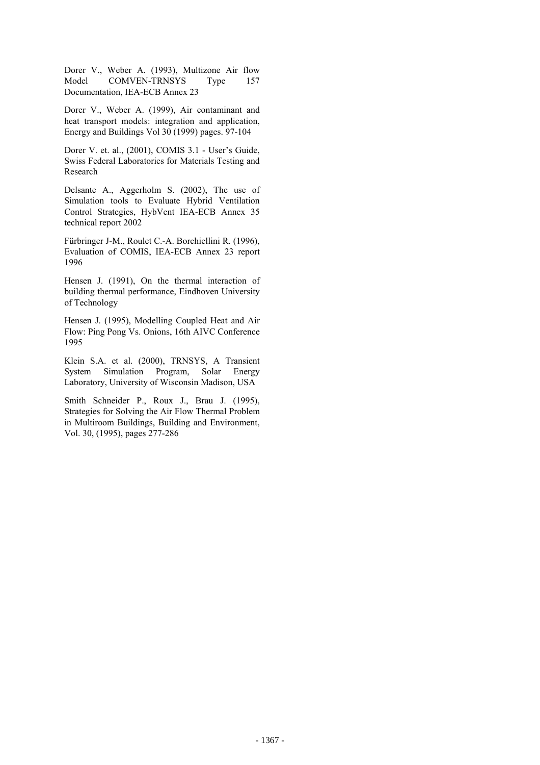Dorer V., Weber A. (1993), Multizone Air flow Model COMVEN-TRNSYS Type 157 Documentation, IEA-ECB Annex 23

Dorer V., Weber A. (1999), Air contaminant and heat transport models: integration and application, Energy and Buildings Vol 30 (1999) pages. 97-104

Dorer V. et. al., (2001), COMIS 3.1 - User's Guide, Swiss Federal Laboratories for Materials Testing and Research

Delsante A., Aggerholm S. (2002), The use of Simulation tools to Evaluate Hybrid Ventilation Control Strategies, HybVent IEA-ECB Annex 35 technical report 2002

Fürbringer J-M., Roulet C.-A. Borchiellini R. (1996), Evaluation of COMIS, IEA-ECB Annex 23 report 1996

Hensen J. (1991), On the thermal interaction of building thermal performance, Eindhoven University of Technology

Hensen J. (1995), Modelling Coupled Heat and Air Flow: Ping Pong Vs. Onions, 16th AIVC Conference 1995

Klein S.A. et al. (2000), TRNSYS, A Transient System Simulation Program, Solar Energy Laboratory, University of Wisconsin Madison, USA

Smith Schneider P., Roux J., Brau J. (1995), Strategies for Solving the Air Flow Thermal Problem in Multiroom Buildings, Building and Environment, Vol. 30, (1995), pages 277-286